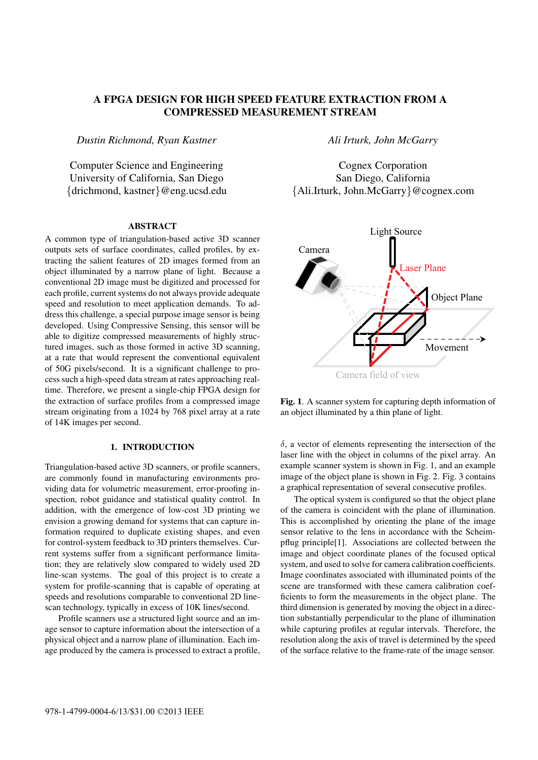# A FPGA DESIGN FOR HIGH SPEED FEATURE EXTRACTION FROM A COMPRESSED MEASUREMENT STREAM

*Dustin Richmond, Ryan Kastner*

Computer Science and Engineering
University of California, San Diego
{drichmond, kastner}@eng.ucsd.edu

*Ali Irturk, John McGarry*

Cognex Corporation
San Diego, California
{Ali.Irturk, John.McGarry}@cognex.com

## ABSTRACT

A common type of triangulation-based active 3D scanner outputs sets of surface coordinates, called profiles, by extracting the salient features of 2D images formed from an object illuminated by a narrow plane of light. Because a conventional 2D image must be digitized and processed for each profile, current systems do not always provide adequate speed and resolution to meet application demands. To address this challenge, a special purpose image sensor is being developed. Using Compressive Sensing, this sensor will be able to digitize compressed measurements of highly structured images, such as those formed in active 3D scanning, at a rate that would represent the conventional equivalent of 50G pixels/second. It is a significant challenge to process such a high-speed data stream at rates approaching real-time. Therefore, we present a single-chip FPGA design for the extraction of surface profiles from a compressed image stream originating from a 1024 by 768 pixel array at a rate of 14K images per second.

## 1. INTRODUCTION

Triangulation-based active 3D scanners, or profile scanners, are commonly found in manufacturing environments providing data for volumetric measurement, error-proofing inspection, robot guidance and statistical quality control. In addition, with the emergence of low-cost 3D printing we envision a growing demand for systems that can capture information required to duplicate existing shapes, and even for control-system feedback to 3D printers themselves. Current systems suffer from a significant performance limitation; they are relatively slow compared to widely used 2D line-scan systems. The goal of this project is to create a system for profile-scanning that is capable of operating at speeds and resolutions comparable to conventional 2D line-scan technology, typically in excess of 10K lines/second.

Profile scanners use a structured light source and an image sensor to capture information about the intersection of a physical object and a narrow plane of illumination. Each image produced by the camera is processed to extract a profile, $\delta$, a vector of elements representing the intersection of the laser line with the object in columns of the pixel array. An example scanner system is shown in Fig. 1, and an example image of the object plane is shown in Fig. 2. Fig. 3 contains a graphical representation of several consecutive profiles.

**Fig. 1**. A scanner system for capturing depth information of an object illuminated by a thin plane of light.

The optical system is configured so that the object plane of the camera is coincident with the plane of illumination. This is accomplished by orienting the plane of the image sensor relative to the lens in accordance with the Scheimpflug principle[1]. Associations are collected between the image and object coordinate planes of the focused optical system, and used to solve for camera calibration coefficients. Image coordinates associated with illuminated points of the scene are transformed with these camera calibration coefficients to form the measurements in the object plane. The third dimension is generated by moving the object in a direction substantially perpendicular to the plane of illumination while capturing profiles at regular intervals. Therefore, the resolution along the axis of travel is determined by the speed of the surface relative to the frame-rate of the image sensor.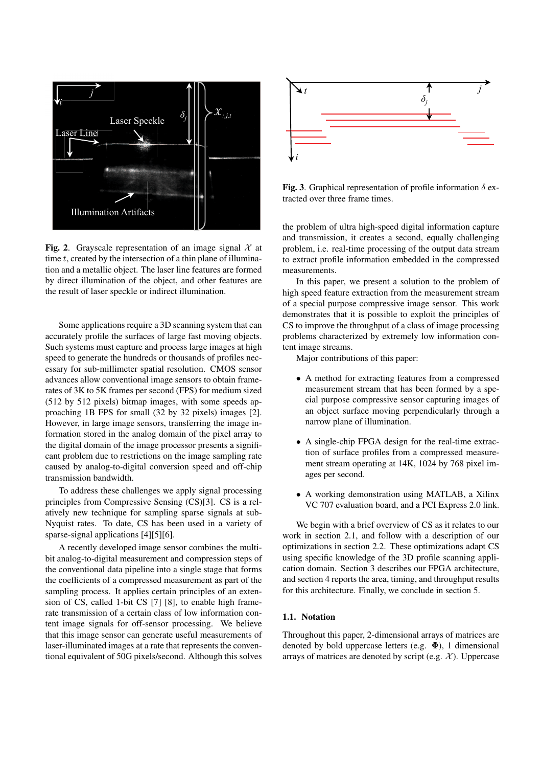**Fig. 2**. Grayscale representation of an image signal $\mathcal{X}$ at time $t$, created by the intersection of a thin plane of illumination and a metallic object. The laser line features are formed by direct illumination of the object, and other features are the result of laser speckle or indirect illumination.

**Fig. 3**. Graphical representation of profile information $\delta$ extracted over three frame times.

Some applications require a 3D scanning system that can accurately profile the surfaces of large fast moving objects. Such systems must capture and process large images at high speed to generate the hundreds or thousands of profiles necessary for sub-millimeter spatial resolution. CMOS sensor advances allow conventional image sensors to obtain frame-rates of 3K to 5K frames per second (FPS) for medium sized (512 by 512 pixels) bitmap images, with some speeds approaching 1B FPS for small (32 by 32 pixels) images [2]. However, in large image sensors, transferring the image information stored in the analog domain of the pixel array to the digital domain of the image processor presents a significant problem due to restrictions on the image sampling rate caused by analog-to-digital conversion speed and off-chip transmission bandwidth.

To address these challenges we apply signal processing principles from Compressive Sensing (CS)[3]. CS is a relatively new technique for sampling sparse signals at sub-Nyquist rates. To date, CS has been used in a variety of sparse-signal applications [4][5][6].

A recently developed image sensor combines the multi-bit analog-to-digital measurement and compression steps of the conventional data pipeline into a single stage that forms the coefficients of a compressed measurement as part of the sampling process. It applies certain principles of an extension of CS, called 1-bit CS [7] [8], to enable high frame-rate transmission of a certain class of low information content image signals for off-sensor processing. We believe that this image sensor can generate useful measurements of laser-illuminated images at a rate that represents the conventional equivalent of 50G pixels/second. Although this solves the problem of ultra high-speed digital information capture and transmission, it creates a second, equally challenging problem, i.e. real-time processing of the output data stream to extract profile information embedded in the compressed measurements.

In this paper, we present a solution to the problem of high speed feature extraction from the measurement stream of a special purpose compressive image sensor. This work demonstrates that it is possible to exploit the principles of CS to improve the throughput of a class of image processing problems characterized by extremely low information content image streams.

Major contributions of this paper:

- A method for extracting features from a compressed measurement stream that has been formed by a special purpose compressive sensor capturing images of an object surface moving perpendicularly through a narrow plane of illumination.
- A single-chip FPGA design for the real-time extraction of surface profiles from a compressed measurement stream operating at 14K, 1024 by 768 pixel images per second.
- A working demonstration using MATLAB, a Xilinx VC 707 evaluation board, and a PCI Express 2.0 link.

We begin with a brief overview of CS as it relates to our work in section 2.1, and follow with a description of our optimizations in section 2.2. These optimizations adapt CS using specific knowledge of the 3D profile scanning application domain. Section 3 describes our FPGA architecture, and section 4 reports the area, timing, and throughput results for this architecture. Finally, we conclude in section 5.

### 1.1. Notation

Throughout this paper, 2-dimensional arrays of matrices are denoted by bold uppercase letters (e.g. $\mathbf{\Phi}$), 1 dimensional arrays of matrices are denoted by script (e.g. $\mathcal{X}$). Uppercase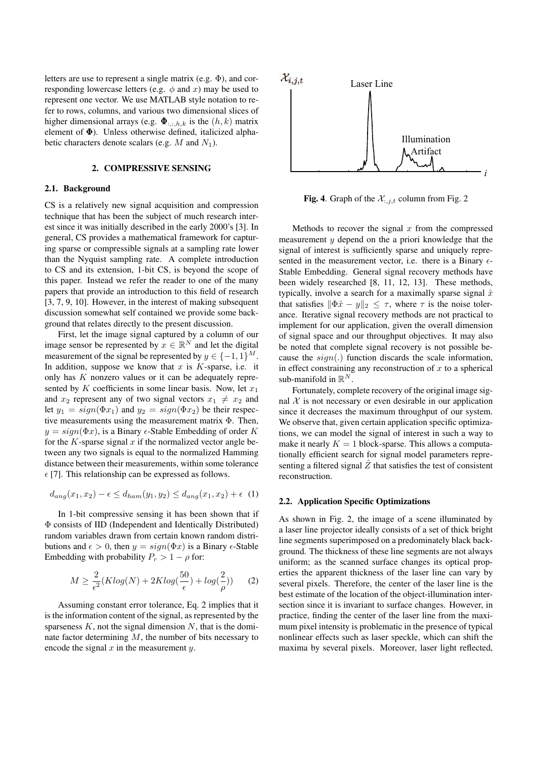letters are use to represent a single matrix (e.g. $\Phi$), and corresponding lowercase letters (e.g. $\phi$ and $x$) may be used to represent one vector. We use MATLAB style notation to refer to rows, columns, and various two dimensional slices of higher dimensional arrays (e.g. $\mathbf{\Phi}_{:,:,h,k}$ is the $(h,k)$ matrix element of $\mathbf{\Phi}$). Unless otherwise defined, italicized alphabetic characters denote scalars (e.g. $M$ and $N_1$).

## 2. COMPRESSIVE SENSING

### 2.1. Background

CS is a relatively new signal acquisition and compression technique that has been the subject of much research interest since it was initially described in the early 2000's [3]. In general, CS provides a mathematical framework for capturing sparse or compressible signals at a sampling rate lower than the Nyquist sampling rate. A complete introduction to CS and its extension, 1-bit CS, is beyond the scope of this paper. Instead we refer the reader to one of the many papers that provide an introduction to this field of research [3, 7, 9, 10]. However, in the interest of making subsequent discussion somewhat self contained we provide some background that relates directly to the present discussion.

First, let the image signal captured by a column of our image sensor be represented by $x \in \mathbb{R}^N$ and let the digital measurement of the signal be represented by $y \in \{-1, 1\}^M$. In addition, suppose we know that $x$ is $K$-sparse, i.e. it only has $K$ nonzero values or it can be adequately represented by $K$ coefficients in some linear basis. Now, let $x_1$ and $x_2$ represent any of two signal vectors $x_1 \neq x_2$ and let $y_1 = sign(\Phi x_1)$ and $y_2 = sign(\Phi x_2)$ be their respective measurements using the measurement matrix $\Phi$. Then, $y = sign(\Phi x)$, is a Binary $\epsilon$-Stable Embedding of order $K$ for the $K$-sparse signal $x$ if the normalized vector angle between any two signals is equal to the normalized Hamming distance between their measurements, within some tolerance $\epsilon$ [7]. This relationship can be expressed as follows.

$$d_{ang}(x_1, x_2) - \epsilon \leq d_{ham}(y_1, y_2) \leq d_{ang}(x_1, x_2) + \epsilon \quad (1)$$

In 1-bit compressive sensing it has been shown that if $\Phi$ consists of IID (Independent and Identically Distributed) random variables drawn from certain known random distributions and $\epsilon > 0$, then $y = sign(\Phi x)$ is a Binary $\epsilon$-Stable Embedding with probability $P_r > 1 - \rho$ for:

$$M \geq \frac{2}{\epsilon^2}(Klog(N) + 2Klog(\frac{50}{\epsilon}) + log(\frac{2}{\rho})) \quad (2)$$

Assuming constant error tolerance, Eq. 2 implies that it is the information content of the signal, as represented by the sparseness $K$, not the signal dimension $N$, that is the dominate factor determining $M$, the number of bits necessary to encode the signal $x$ in the measurement $y$.

**Fig. 4**. Graph of the $\mathcal{X}_{:,j,t}$ column from Fig. 2

Methods to recover the signal $x$ from the compressed measurement $y$ depend on the a priori knowledge that the signal of interest is sufficiently sparse and uniquely represented in the measurement vector, i.e. there is a Binary $\epsilon$-Stable Embedding. General signal recovery methods have been widely researched [8, 11, 12, 13]. These methods, typically, involve a search for a maximally sparse signal $\hat{x}$ that satisfies $\|\Phi\hat{x} - y\|_2 \leq \tau$, where $\tau$ is the noise tolerance. Iterative signal recovery methods are not practical to implement for our application, given the overall dimension of signal space and our throughput objectives. It may also be noted that complete signal recovery is not possible because the $sign(.)$ function discards the scale information, in effect constraining any reconstruction of $x$ to a spherical sub-manifold in $\mathbb{R}^N$.

Fortunately, complete recovery of the original image signal $\mathcal{X}$ is not necessary or even desirable in our application since it decreases the maximum throughput of our system. We observe that, given certain application specific optimizations, we can model the signal of interest in such a way to make it nearly $K = 1$ block-sparse. This allows a computationally efficient search for signal model parameters representing a filtered signal $\hat{Z}$ that satisfies the test of consistent reconstruction.

### 2.2. Application Specific Optimizations

As shown in Fig. 2, the image of a scene illuminated by a laser line projector ideally consists of a set of thick bright line segments superimposed on a predominately black background. The thickness of these line segments are not always uniform; as the scanned surface changes its optical properties the apparent thickness of the laser line can vary by several pixels. Therefore, the center of the laser line is the best estimate of the location of the object-illumination intersection since it is invariant to surface changes. However, in practice, finding the center of the laser line from the maximum pixel intensity is problematic in the presence of typical nonlinear effects such as laser speckle, which can shift the maxima by several pixels. Moreover, laser light reflected,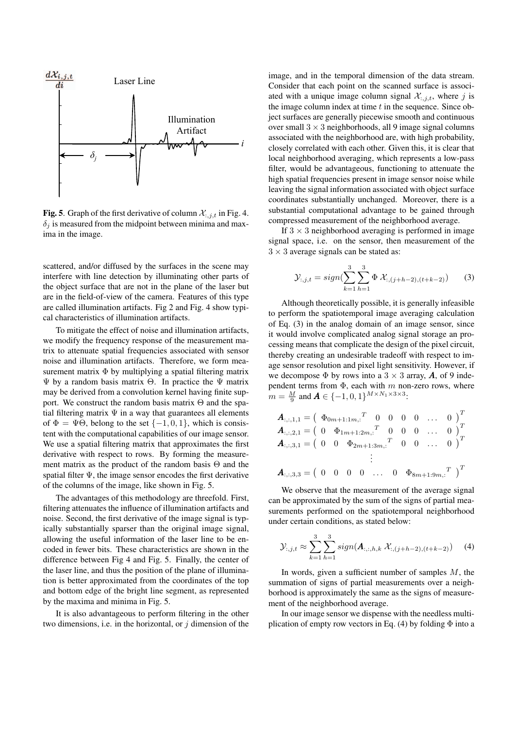**Fig. 5**. Graph of the first derivative of column $\mathcal{X}_{:,j,t}$ in Fig. 4. $\delta_j$ is measured from the midpoint between minima and maxima in the image.

scattered, and/or diffused by the surfaces in the scene may interfere with line detection by illuminating other parts of the object surface that are not in the plane of the laser but are in the field-of-view of the camera. Features of this type are called illumination artifacts. Fig 2 and Fig. 4 show typical characteristics of illumination artifacts.

To mitigate the effect of noise and illumination artifacts, we modify the frequency response of the measurement matrix to attenuate spatial frequencies associated with sensor noise and illumination artifacts. Therefore, we form measurement matrix $\Phi$ by multiplying a spatial filtering matrix $\Psi$ by a random basis matrix $\Theta$. In practice the $\Psi$ matrix may be derived from a convolution kernel having finite support. We construct the random basis matrix $\Theta$ and the spatial filtering matrix $\Psi$ in a way that guarantees all elements of $\Phi = \Psi\Theta$, belong to the set $\{-1, 0, 1\}$, which is consistent with the computational capabilities of our image sensor. We use a spatial filtering matrix that approximates the first derivative with respect to rows. By forming the measurement matrix as the product of the random basis $\Theta$ and the spatial filter $\Psi$, the image sensor encodes the first derivative of the columns of the image, like shown in Fig. 5.

The advantages of this methodology are threefold. First, filtering attenuates the influence of illumination artifacts and noise. Second, the first derivative of the image signal is typically substantially sparser than the original image signal, allowing the useful information of the laser line to be encoded in fewer bits. These characteristics are shown in the difference between Fig 4 and Fig. 5. Finally, the center of the laser line, and thus the position of the plane of illumination is better approximated from the coordinates of the top and bottom edge of the bright line segment, as represented by the maxima and minima in Fig. 5.

It is also advantageous to perform filtering in the other two dimensions, i.e. in the horizontal, or $j$ dimension of the image, and in the temporal dimension of the data stream. Consider that each point on the scanned surface is associated with a unique image column signal $\mathcal{X}_{:,j,t}$, where $j$ is the image column index at time $t$ in the sequence. Since object surfaces are generally piecewise smooth and continuous over small $3 \times 3$ neighborhoods, all 9 image signal columns associated with the neighborhood are, with high probability, closely correlated with each other. Given this, it is clear that local neighborhood averaging, which represents a low-pass filter, would be advantageous, functioning to attenuate the high spatial frequencies present in image sensor noise while leaving the signal information associated with object surface coordinates substantially unchanged. Moreover, there is a substantial computational advantage to be gained through compressed measurement of the neighborhood average.

If $3 \times 3$ neighborhood averaging is performed in image signal space, i.e. on the sensor, then measurement of the $3 \times 3$ average signals can be stated as:

$$\mathcal{Y}_{:,j,t} = sign\left(\sum_{k=1}^{3}\sum_{h=1}^{3} \Phi\ \mathcal{X}_{:,(j+h-2),(t+k-2)}\right) \tag{3}$$

Although theoretically possible, it is generally infeasible to perform the spatiotemporal image averaging calculation of Eq. (3) in the analog domain of an image sensor, since it would involve complicated analog signal storage an processing means that complicate the design of the pixel circuit, thereby creating an undesirable tradeoff with respect to image sensor resolution and pixel light sensitivity. However, if we decompose $\Phi$ by rows into a $3 \times 3$ array, $\boldsymbol{A}$, of 9 independent terms from $\Phi$, each with $m$ non-zero rows, where $m = \frac{M}{9}$ and $\boldsymbol{A} \in \{-1, 0, 1\}^{M \times N_1 \times 3 \times 3}$:

$$\begin{aligned}
\boldsymbol{A}_{:,:,1,1} &= \begin{pmatrix} \Phi_{0m+1:1m,:}{}^T & 0 & 0 & 0 & 0 & \dots & 0 \end{pmatrix}^T \\
\boldsymbol{A}_{:,:,2,1} &= \begin{pmatrix} 0 & \Phi_{1m+1:2m,:}{}^T & 0 & 0 & 0 & \dots & 0 \end{pmatrix}^T \\
\boldsymbol{A}_{:,:,3,1} &= \begin{pmatrix} 0 & 0 & \Phi_{2m+1:3m,:}{}^T & 0 & 0 & \dots & 0 \end{pmatrix}^T \\
&\vdots \\
\boldsymbol{A}_{:,:,3,3} &= \begin{pmatrix} 0 & 0 & 0 & 0 & \dots & 0 & \Phi_{8m+1:9m,:}{}^T \end{pmatrix}^T
\end{aligned}$$

We observe that the measurement of the average signal can be approximated by the sum of the signs of partial measurements performed on the spatiotemporal neighborhood under certain conditions, as stated below:

$$\mathcal{Y}_{:,j,t} \approx \sum_{k=1}^{3}\sum_{h=1}^{3} sign(\boldsymbol{A}_{:,:,h,k}\ \mathcal{X}_{:,(j+h-2),(t+k-2)}) \tag{4}$$

In words, given a sufficient number of samples $M$, the summation of signs of partial measurements over a neighborhood is approximately the same as the signs of measurement of the neighborhood average.

In our image sensor we dispense with the needless multiplication of empty row vectors in Eq. (4) by folding $\Phi$ into a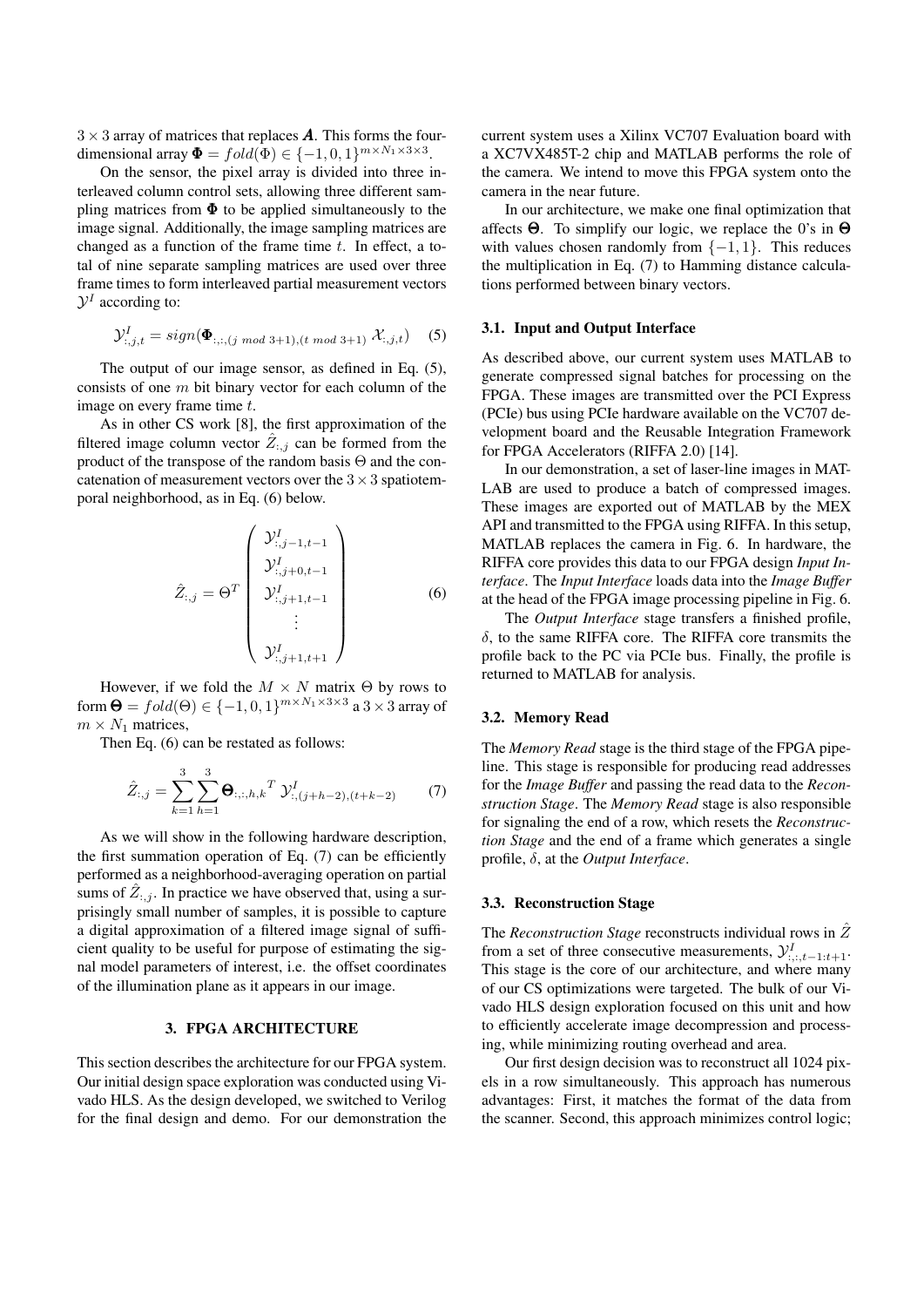$3 \times 3$ array of matrices that replaces $\boldsymbol{A}$. This forms the four-dimensional array $\boldsymbol{\Phi} = fold(\Phi) \in \{-1, 0, 1\}^{m \times N_1 \times 3 \times 3}$.

On the sensor, the pixel array is divided into three interleaved column control sets, allowing three different sampling matrices from $\boldsymbol{\Phi}$ to be applied simultaneously to the image signal. Additionally, the image sampling matrices are changed as a function of the frame time $t$. In effect, a total of nine separate sampling matrices are used over three frame times to form interleaved partial measurement vectors $\mathcal{Y}^I$ according to:

$$\mathcal{Y}^I_{:,j,t} = sign(\boldsymbol{\Phi}_{:,:,(j \bmod 3+1),(t \bmod 3+1)} \; \mathcal{X}_{:,j,t}) \quad (5)$$

The output of our image sensor, as defined in Eq. (5), consists of one $m$ bit binary vector for each column of the image on every frame time $t$.

As in other CS work [8], the first approximation of the filtered image column vector $\hat{Z}_{:,j}$ can be formed from the product of the transpose of the random basis $\Theta$ and the concatenation of measurement vectors over the $3 \times 3$ spatiotemporal neighborhood, as in Eq. (6) below.

$$\hat{Z}_{:,j} = \Theta^T \begin{pmatrix} \mathcal{Y}^I_{:,j-1,t-1} \\ \mathcal{Y}^I_{:,j+0,t-1} \\ \mathcal{Y}^I_{:,j+1,t-1} \\ \vdots \\ \mathcal{Y}^I_{:,j+1,t+1} \end{pmatrix} \quad (6)$$

However, if we fold the $M \times N$ matrix $\Theta$ by rows to form $\boldsymbol{\Theta} = fold(\Theta) \in \{-1, 0, 1\}^{m \times N_1 \times 3 \times 3}$ a $3 \times 3$ array of $m \times N_1$ matrices,

Then Eq. (6) can be restated as follows:

$$\hat{Z}_{:,j} = \sum_{k=1}^{3} \sum_{h=1}^{3} \boldsymbol{\Theta}_{:,:,h,k}{}^T \, \mathcal{Y}^I_{:,(j+h-2),(t+k-2)} \quad (7)$$

As we will show in the following hardware description, the first summation operation of Eq. (7) can be efficiently performed as a neighborhood-averaging operation on partial sums of $\hat{Z}_{:,j}$. In practice we have observed that, using a surprisingly small number of samples, it is possible to capture a digital approximation of a filtered image signal of sufficient quality to be useful for purpose of estimating the signal model parameters of interest, i.e. the offset coordinates of the illumination plane as it appears in our image.

## 3. FPGA ARCHITECTURE

This section describes the architecture for our FPGA system. Our initial design space exploration was conducted using Vivado HLS. As the design developed, we switched to Verilog for the final design and demo. For our demonstration the current system uses a Xilinx VC707 Evaluation board with a XC7VX485T-2 chip and MATLAB performs the role of the camera. We intend to move this FPGA system onto the camera in the near future.

In our architecture, we make one final optimization that affects $\boldsymbol{\Theta}$. To simplify our logic, we replace the 0's in $\boldsymbol{\Theta}$ with values chosen randomly from $\{-1, 1\}$. This reduces the multiplication in Eq. (7) to Hamming distance calculations performed between binary vectors.

### 3.1. Input and Output Interface

As described above, our current system uses MATLAB to generate compressed signal batches for processing on the FPGA. These images are transmitted over the PCI Express (PCIe) bus using PCIe hardware available on the VC707 development board and the Reusable Integration Framework for FPGA Accelerators (RIFFA 2.0) [14].

In our demonstration, a set of laser-line images in MATLAB are used to produce a batch of compressed images. These images are exported out of MATLAB by the MEX API and transmitted to the FPGA using RIFFA. In this setup, MATLAB replaces the camera in Fig. 6. In hardware, the RIFFA core provides this data to our FPGA design *Input Interface*. The *Input Interface* loads data into the *Image Buffer* at the head of the FPGA image processing pipeline in Fig. 6.

The *Output Interface* stage transfers a finished profile, $\delta$, to the same RIFFA core. The RIFFA core transmits the profile back to the PC via PCIe bus. Finally, the profile is returned to MATLAB for analysis.

### 3.2. Memory Read

The *Memory Read* stage is the third stage of the FPGA pipeline. This stage is responsible for producing read addresses for the *Image Buffer* and passing the read data to the *Reconstruction Stage*. The *Memory Read* stage is also responsible for signaling the end of a row, which resets the *Reconstruction Stage* and the end of a frame which generates a single profile, $\delta$, at the *Output Interface*.

### 3.3. Reconstruction Stage

The *Reconstruction Stage* reconstructs individual rows in $\hat{Z}$ from a set of three consecutive measurements, $\mathcal{Y}^I_{:,:,t-1:t+1}$. This stage is the core of our architecture, and where many of our CS optimizations were targeted. The bulk of our Vivado HLS design exploration focused on this unit and how to efficiently accelerate image decompression and processing, while minimizing routing overhead and area.

Our first design decision was to reconstruct all 1024 pixels in a row simultaneously. This approach has numerous advantages: First, it matches the format of the data from the scanner. Second, this approach minimizes control logic;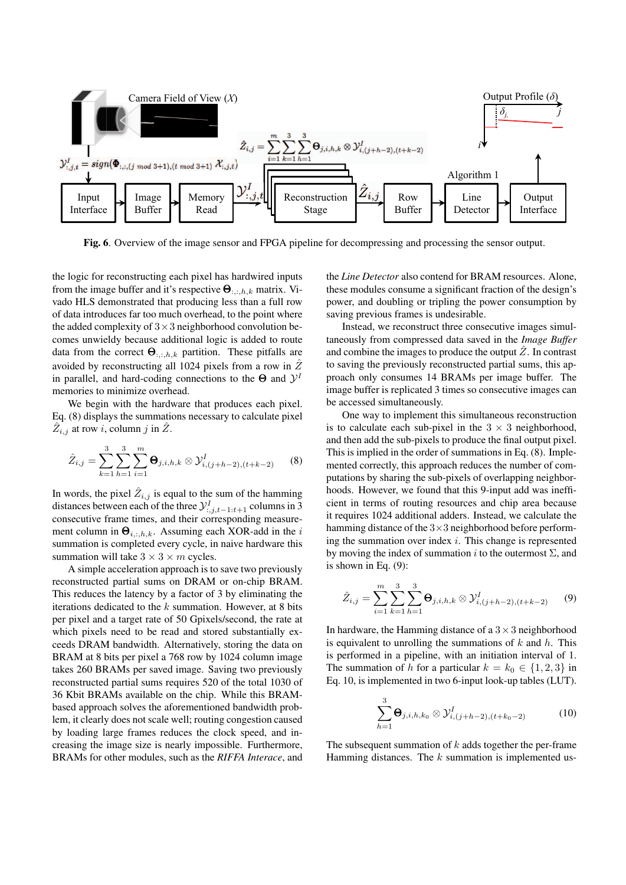**Fig. 6**. Overview of the image sensor and FPGA pipeline for decompressing and processing the sensor output.

the logic for reconstructing each pixel has hardwired inputs from the image buffer and it's respective $\mathbf{\Theta}_{:,:,h,k}$ matrix. Vivado HLS demonstrated that producing less than a full row of data introduces far too much overhead, to the point where the added complexity of $3 \times 3$ neighborhood convolution becomes unwieldy because additional logic is added to route data from the correct $\mathbf{\Theta}_{:,:,h,k}$ partition. These pitfalls are avoided by reconstructing all 1024 pixels from a row in $\hat{Z}$ in parallel, and hard-coding connections to the $\mathbf{\Theta}$ and $\mathcal{Y}^I$ memories to minimize overhead.

We begin with the hardware that produces each pixel. Eq. (8) displays the summations necessary to calculate pixel $\hat{Z}_{i,j}$ at row $i$, column $j$ in $\hat{Z}$.

$$\hat{Z}_{i,j} = \sum_{k=1}^{3}\sum_{h=1}^{3}\sum_{i=1}^{m} \mathbf{\Theta}_{j,i,h,k} \otimes \mathcal{Y}^I_{i,(j+h-2),(t+k-2)} \tag{8}$$

In words, the pixel $\hat{Z}_{i,j}$ is equal to the sum of the hamming distances between each of the three $\mathcal{Y}^I_{:,j,t-1:t+1}$ columns in 3 consecutive frame times, and their corresponding measurement column in $\mathbf{\Theta}_{i,:,h,k}$. Assuming each XOR-add in the $i$ summation is completed every cycle, in naive hardware this summation will take $3 \times 3 \times m$ cycles.

A simple acceleration approach is to save two previously reconstructed partial sums on DRAM or on-chip BRAM. This reduces the latency by a factor of 3 by eliminating the iterations dedicated to the $k$ summation. However, at 8 bits per pixel and a target rate of 50 Gpixels/second, the rate at which pixels need to be read and stored substantially exceeds DRAM bandwidth. Alternatively, storing the data on BRAM at 8 bits per pixel a 768 row by 1024 column image takes 260 BRAMs per saved image. Saving two previously reconstructed partial sums requires 520 of the total 1030 of 36 Kbit BRAMs available on the chip. While this BRAM-based approach solves the aforementioned bandwidth problem, it clearly does not scale well; routing congestion caused by loading large frames reduces the clock speed, and increasing the image size is nearly impossible. Furthermore, BRAMs for other modules, such as the *RIFFA Interace*, and the *Line Detector* also contend for BRAM resources. Alone, these modules consume a significant fraction of the design's power, and doubling or tripling the power consumption by saving previous frames is undesirable.

Instead, we reconstruct three consecutive images simultaneously from compressed data saved in the *Image Buffer* and combine the images to produce the output $\hat{Z}$. In contrast to saving the previously reconstructed partial sums, this approach only consumes 14 BRAMs per image buffer. The image buffer is replicated 3 times so consecutive images can be accessed simultaneously.

One way to implement this simultaneous reconstruction is to calculate each sub-pixel in the $3 \times 3$ neighborhood, and then add the sub-pixels to produce the final output pixel. This is implied in the order of summations in Eq. (8). Implemented correctly, this approach reduces the number of computations by sharing the sub-pixels of overlapping neighborhoods. However, we found that this 9-input add was inefficient in terms of routing resources and chip area because it requires 1024 additional adders. Instead, we calculate the hamming distance of the $3 \times 3$ neighborhood before performing the summation over index $i$. This change is represented by moving the index of summation $i$ to the outermost $\Sigma$, and is shown in Eq. (9):

$$\hat{Z}_{i,j} = \sum_{i=1}^{m}\sum_{k=1}^{3}\sum_{h=1}^{3} \mathbf{\Theta}_{j,i,h,k} \otimes \mathcal{Y}^I_{i,(j+h-2),(t+k-2)} \tag{9}$$

In hardware, the Hamming distance of a $3 \times 3$ neighborhood is equivalent to unrolling the summations of $k$ and $h$. This is performed in a pipeline, with an initiation interval of 1. The summation of $h$ for a particular $k = k_0 \in \{1, 2, 3\}$ in Eq. 10, is implemented in two 6-input look-up tables (LUT).

$$\sum_{h=1}^{3} \mathbf{\Theta}_{j,i,h,k_0} \otimes \mathcal{Y}^I_{i,(j+h-2),(t+k_0-2)} \tag{10}$$

The subsequent summation of $k$ adds together the per-frame Hamming distances. The $k$ summation is implemented us-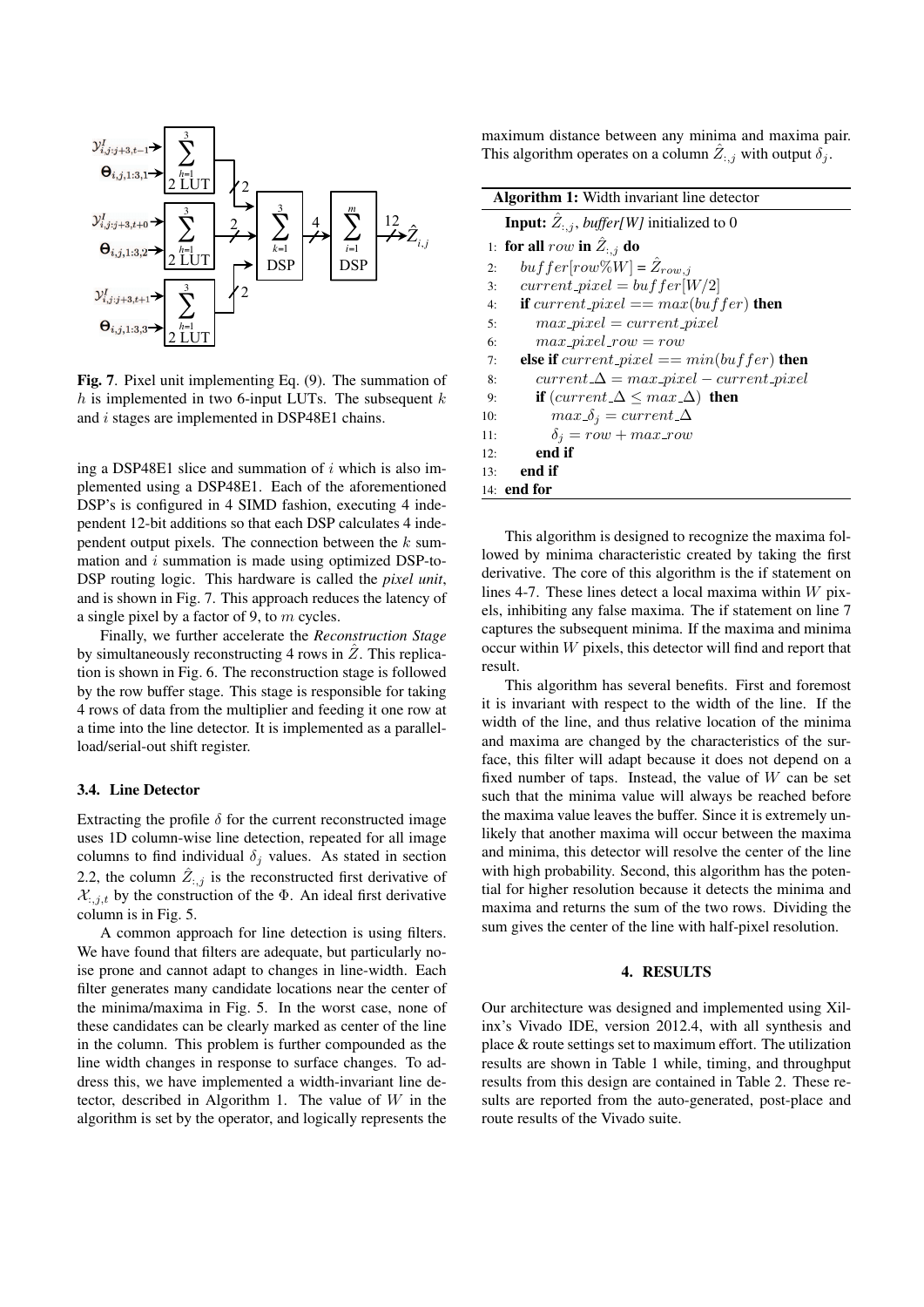Fig. 7. Pixel unit implementing Eq. (9). The summation of $h$ is implemented in two 6-input LUTs. The subsequent $k$ and $i$ stages are implemented in DSP48E1 chains.

ing a DSP48E1 slice and summation of $i$ which is also implemented using a DSP48E1. Each of the aforementioned DSP's is configured in 4 SIMD fashion, executing 4 independent 12-bit additions so that each DSP calculates 4 independent output pixels. The connection between the $k$ summation and $i$ summation is made using optimized DSP-to-DSP routing logic. This hardware is called the *pixel unit*, and is shown in Fig. 7. This approach reduces the latency of a single pixel by a factor of 9, to $m$ cycles.

Finally, we further accelerate the *Reconstruction Stage* by simultaneously reconstructing 4 rows in $\hat{Z}$. This replication is shown in Fig. 6. The reconstruction stage is followed by the row buffer stage. This stage is responsible for taking 4 rows of data from the multiplier and feeding it one row at a time into the line detector. It is implemented as a parallel-load/serial-out shift register.

### 3.4. Line Detector

Extracting the profile $\delta$ for the current reconstructed image uses 1D column-wise line detection, repeated for all image columns to find individual $\delta_j$ values. As stated in section 2.2, the column $\hat{Z}_{:,j}$ is the reconstructed first derivative of $\mathcal{X}_{:,j,t}$ by the construction of the $\Phi$. An ideal first derivative column is in Fig. 5.

A common approach for line detection is using filters. We have found that filters are adequate, but particularly noise prone and cannot adapt to changes in line-width. Each filter generates many candidate locations near the center of the minima/maxima in Fig. 5. In the worst case, none of these candidates can be clearly marked as center of the line in the column. This problem is further compounded as the line width changes in response to surface changes. To address this, we have implemented a width-invariant line detector, described in Algorithm 1. The value of $W$ in the algorithm is set by the operator, and logically represents the maximum distance between any minima and maxima pair. This algorithm operates on a column $\hat{Z}_{:,j}$ with output $\delta_j$.

**Algorithm 1:** Width invariant line detector

```
Input: Ẑ_{:,j}, buffer[W] initialized to 0
1:  for all row in Ẑ_{:,j} do
2:     buffer[row%W] = Ẑ_{row,j}
3:     current_pixel = buffer[W/2]
4:     if current_pixel == max(buffer) then
5:        max_pixel = current_pixel
6:        max_pixel_row = row
7:     else if current_pixel == min(buffer) then
8:        current_Δ = max_pixel − current_pixel
9:        if (current_Δ ≤ max_Δ) then
10:          max_δ_j = current_Δ
11:          δ_j = row + max_row
12:       end if
13:    end if
14: end for
```

This algorithm is designed to recognize the maxima followed by minima characteristic created by taking the first derivative. The core of this algorithm is the if statement on lines 4-7. These lines detect a local maxima within $W$ pixels, inhibiting any false maxima. The if statement on line 7 captures the subsequent minima. If the maxima and minima occur within $W$ pixels, this detector will find and report that result.

This algorithm has several benefits. First and foremost it is invariant with respect to the width of the line. If the width of the line, and thus relative location of the minima and maxima are changed by the characteristics of the surface, this filter will adapt because it does not depend on a fixed number of taps. Instead, the value of $W$ can be set such that the minima value will always be reached before the maxima value leaves the buffer. Since it is extremely unlikely that another maxima will occur between the maxima and minima, this detector will resolve the center of the line with high probability. Second, this algorithm has the potential for higher resolution because it detects the minima and maxima and returns the sum of the two rows. Dividing the sum gives the center of the line with half-pixel resolution.

## 4. RESULTS

Our architecture was designed and implemented using Xilinx's Vivado IDE, version 2012.4, with all synthesis and place & route settings set to maximum effort. The utilization results are shown in Table 1 while, timing, and throughput results from this design are contained in Table 2. These results are reported from the auto-generated, post-place and route results of the Vivado suite.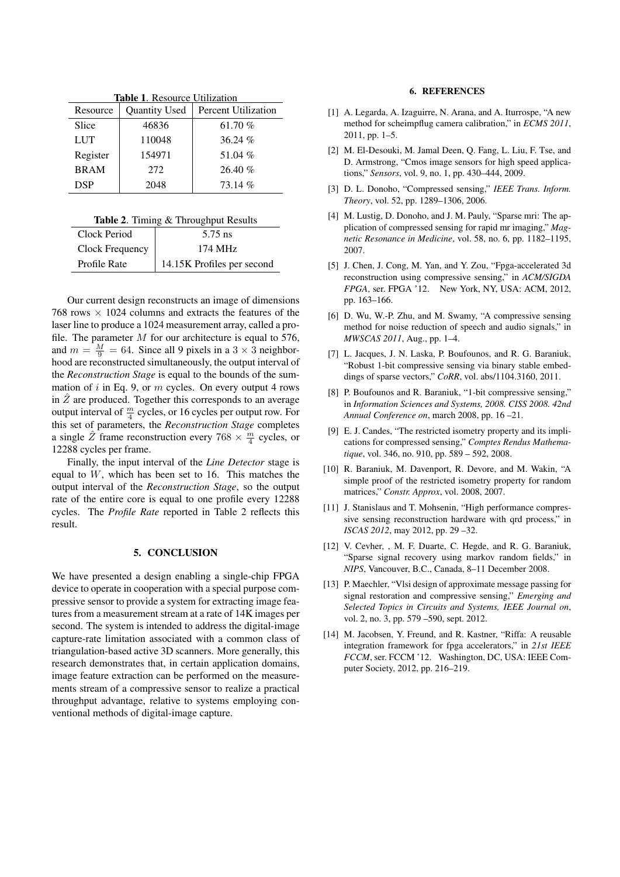**Table 1**. Resource Utilization

| Resource | Quantity Used | Percent Utilization |
|---|---|---|
| Slice | 46836 | 61.70 % |
| LUT | 110048 | 36.24 % |
| Register | 154971 | 51.04 % |
| BRAM | 272 | 26.40 % |
| DSP | 2048 | 73.14 % |

**Table 2**. Timing & Throughput Results

| | |
|---|---|
| Clock Period | 5.75 ns |
| Clock Frequency | 174 MHz |
| Profile Rate | 14.15K Profiles per second |

Our current design reconstructs an image of dimensions 768 rows $\times$ 1024 columns and extracts the features of the laser line to produce a 1024 measurement array, called a profile. The parameter $M$ for our architecture is equal to 576, and $m = \frac{M}{9} = 64$. Since all 9 pixels in a $3 \times 3$ neighborhood are reconstructed simultaneously, the output interval of the *Reconstruction Stage* is equal to the bounds of the summation of $i$ in Eq. 9, or $m$ cycles. On every output 4 rows in $\hat{Z}$ are produced. Together this corresponds to an average output interval of $\frac{m}{4}$ cycles, or 16 cycles per output row. For this set of parameters, the *Reconstruction Stage* completes a single $\hat{Z}$ frame reconstruction every $768 \times \frac{m}{4}$ cycles, or 12288 cycles per frame.

Finally, the input interval of the *Line Detector* stage is equal to $W$, which has been set to 16. This matches the output interval of the *Reconstruction Stage*, so the output rate of the entire core is equal to one profile every 12288 cycles. The *Profile Rate* reported in Table 2 reflects this result.

## 5. CONCLUSION

We have presented a design enabling a single-chip FPGA device to operate in cooperation with a special purpose compressive sensor to provide a system for extracting image features from a measurement stream at a rate of 14K images per second. The system is intended to address the digital-image capture-rate limitation associated with a common class of triangulation-based active 3D scanners. More generally, this research demonstrates that, in certain application domains, image feature extraction can be performed on the measurements stream of a compressive sensor to realize a practical throughput advantage, relative to systems employing conventional methods of digital-image capture.

## 6. REFERENCES

[1] A. Legarda, A. Izaguirre, N. Arana, and A. Iturrospe, "A new method for scheimpflug camera calibration," in *ECMS 2011*, 2011, pp. 1–5.

[2] M. El-Desouki, M. Jamal Deen, Q. Fang, L. Liu, F. Tse, and D. Armstrong, "Cmos image sensors for high speed applications," *Sensors*, vol. 9, no. 1, pp. 430–444, 2009.

[3] D. L. Donoho, "Compressed sensing," *IEEE Trans. Inform. Theory*, vol. 52, pp. 1289–1306, 2006.

[4] M. Lustig, D. Donoho, and J. M. Pauly, "Sparse mri: The application of compressed sensing for rapid mr imaging," *Magnetic Resonance in Medicine*, vol. 58, no. 6, pp. 1182–1195, 2007.

[5] J. Chen, J. Cong, M. Yan, and Y. Zou, "Fpga-accelerated 3d reconstruction using compressive sensing," in *ACM/SIGDA FPGA*, ser. FPGA '12. New York, NY, USA: ACM, 2012, pp. 163–166.

[6] D. Wu, W.-P. Zhu, and M. Swamy, "A compressive sensing method for noise reduction of speech and audio signals," in *MWSCAS 2011*, Aug., pp. 1–4.

[7] L. Jacques, J. N. Laska, P. Boufounos, and R. G. Baraniuk, "Robust 1-bit compressive sensing via binary stable embeddings of sparse vectors," *CoRR*, vol. abs/1104.3160, 2011.

[8] P. Boufounos and R. Baraniuk, "1-bit compressive sensing," in *Information Sciences and Systems, 2008. CISS 2008. 42nd Annual Conference on*, march 2008, pp. 16 –21.

[9] E. J. Candes, "The restricted isometry property and its implications for compressed sensing," *Comptes Rendus Mathematique*, vol. 346, no. 910, pp. 589 – 592, 2008.

[10] R. Baraniuk, M. Davenport, R. Devore, and M. Wakin, "A simple proof of the restricted isometry property for random matrices," *Constr. Approx*, vol. 2008, 2007.

[11] J. Stanislaus and T. Mohsenin, "High performance compressive sensing reconstruction hardware with qrd process," in *ISCAS 2012*, may 2012, pp. 29 –32.

[12] V. Cevher, , M. F. Duarte, C. Hegde, and R. G. Baraniuk, "Sparse signal recovery using markov random fields," in *NIPS*, Vancouver, B.C., Canada, 8–11 December 2008.

[13] P. Maechler, "Vlsi design of approximate message passing for signal restoration and compressive sensing," *Emerging and Selected Topics in Circuits and Systems, IEEE Journal on*, vol. 2, no. 3, pp. 579 –590, sept. 2012.

[14] M. Jacobsen, Y. Freund, and R. Kastner, "Riffa: A reusable integration framework for fpga accelerators," in *21st IEEE FCCM*, ser. FCCM '12. Washington, DC, USA: IEEE Computer Society, 2012, pp. 216–219.